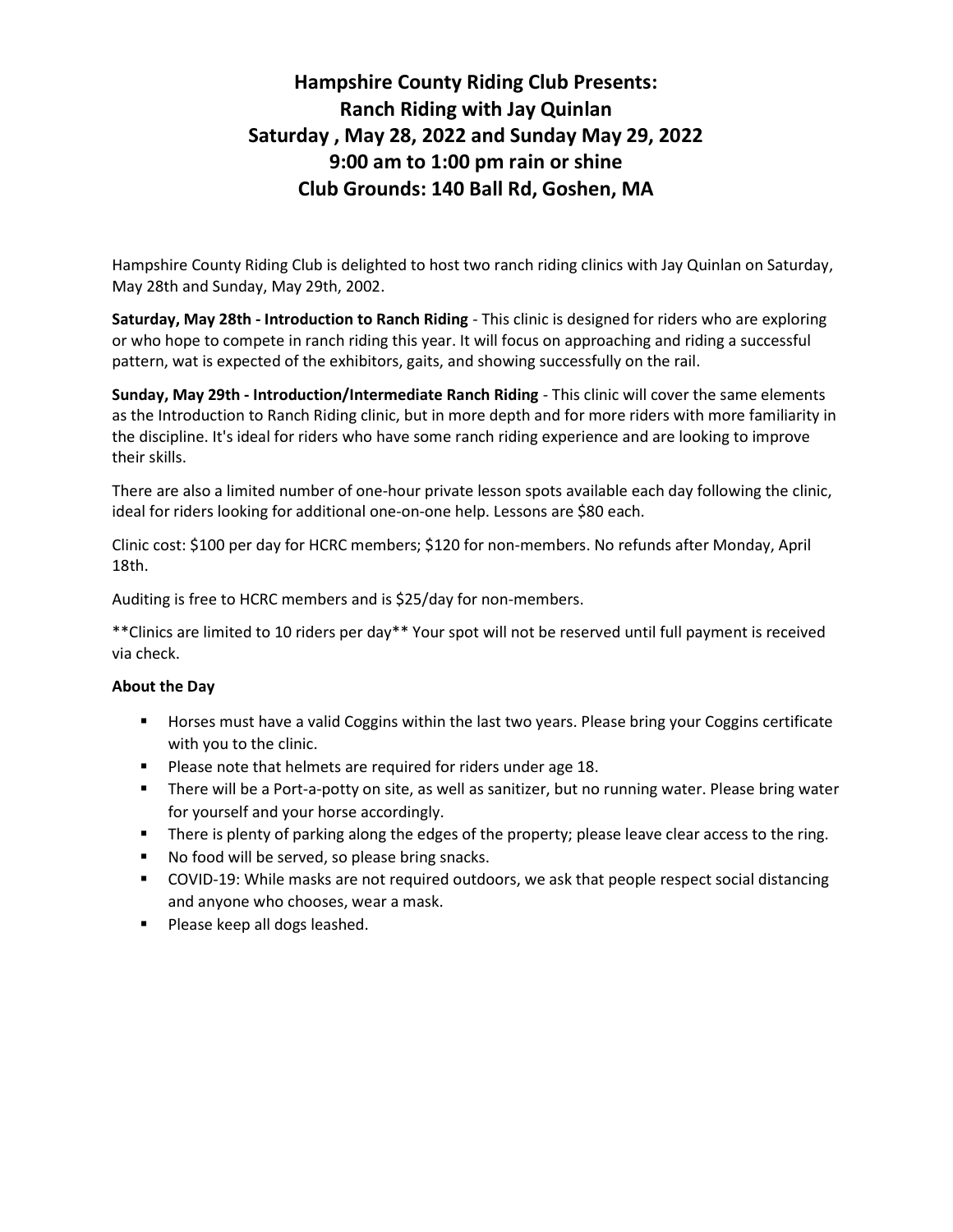# Hampshire County Riding Club Presents:
# Ranch Riding with Jay Quinlan
# Saturday , May 28, 2022 and Sunday May 29, 2022
# 9:00 am to 1:00 pm rain or shine
# Club Grounds: 140 Ball Rd, Goshen, MA

Hampshire County Riding Club is delighted to host two ranch riding clinics with Jay Quinlan on Saturday, May 28th and Sunday, May 29th, 2002.

**Saturday, May 28th - Introduction to Ranch Riding** - This clinic is designed for riders who are exploring or who hope to compete in ranch riding this year. It will focus on approaching and riding a successful pattern, wat is expected of the exhibitors, gaits, and showing successfully on the rail.

**Sunday, May 29th - Introduction/Intermediate Ranch Riding** - This clinic will cover the same elements as the Introduction to Ranch Riding clinic, but in more depth and for more riders with more familiarity in the discipline. It's ideal for riders who have some ranch riding experience and are looking to improve their skills.

There are also a limited number of one-hour private lesson spots available each day following the clinic, ideal for riders looking for additional one-on-one help. Lessons are $80 each.

Clinic cost: $100 per day for HCRC members; $120 for non-members. No refunds after Monday, April 18th.

Auditing is free to HCRC members and is $25/day for non-members.

**Clinics are limited to 10 riders per day** Your spot will not be reserved until full payment is received via check.

**About the Day**

- Horses must have a valid Coggins within the last two years. Please bring your Coggins certificate with you to the clinic.
- Please note that helmets are required for riders under age 18.
- There will be a Port-a-potty on site, as well as sanitizer, but no running water. Please bring water for yourself and your horse accordingly.
- There is plenty of parking along the edges of the property; please leave clear access to the ring.
- No food will be served, so please bring snacks.
- COVID-19: While masks are not required outdoors, we ask that people respect social distancing and anyone who chooses, wear a mask.
- Please keep all dogs leashed.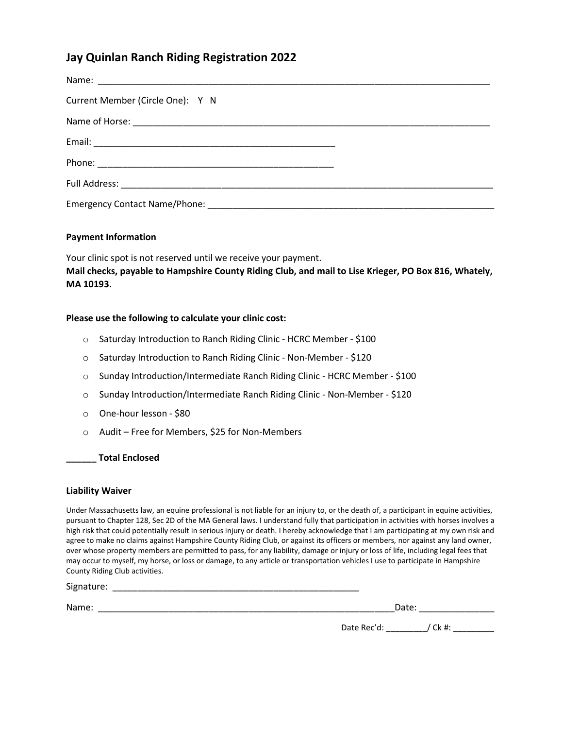# Jay Quinlan Ranch Riding Registration 2022

Name: ______________________________________________________________________________

Current Member (Circle One): Y N

Name of Horse: ________________________________________________________________________

Email: _______________________________________________

Phone: _______________________________________________

Full Address: __________________________________________________________________________

Emergency Contact Name/Phone: __________________________________________________________

**Payment Information**

Your clinic spot is not reserved until we receive your payment.
**Mail checks, payable to Hampshire County Riding Club, and mail to Lise Krieger, PO Box 816, Whately, MA 10193.**

**Please use the following to calculate your clinic cost:**

- Saturday Introduction to Ranch Riding Clinic - HCRC Member - $100
- Saturday Introduction to Ranch Riding Clinic - Non-Member - $120
- Sunday Introduction/Intermediate Ranch Riding Clinic - HCRC Member - $100
- Sunday Introduction/Intermediate Ranch Riding Clinic - Non-Member - $120
- One-hour lesson - $80
- Audit – Free for Members, $25 for Non-Members

**______ Total Enclosed**

**Liability Waiver**

Under Massachusetts law, an equine professional is not liable for an injury to, or the death of, a participant in equine activities, pursuant to Chapter 128, Sec 2D of the MA General laws. I understand fully that participation in activities with horses involves a high risk that could potentially result in serious injury or death. I hereby acknowledge that I am participating at my own risk and agree to make no claims against Hampshire County Riding Club, or against its officers or members, nor against any land owner, over whose property members are permitted to pass, for any liability, damage or injury or loss of life, including legal fees that may occur to myself, my horse, or loss or damage, to any article or transportation vehicles I use to participate in Hampshire County Riding Club activities.

Signature: _______________________________________________

Name: __________________________________________________________ Date: _______________

Date Rec'd: _________/ Ck #: _________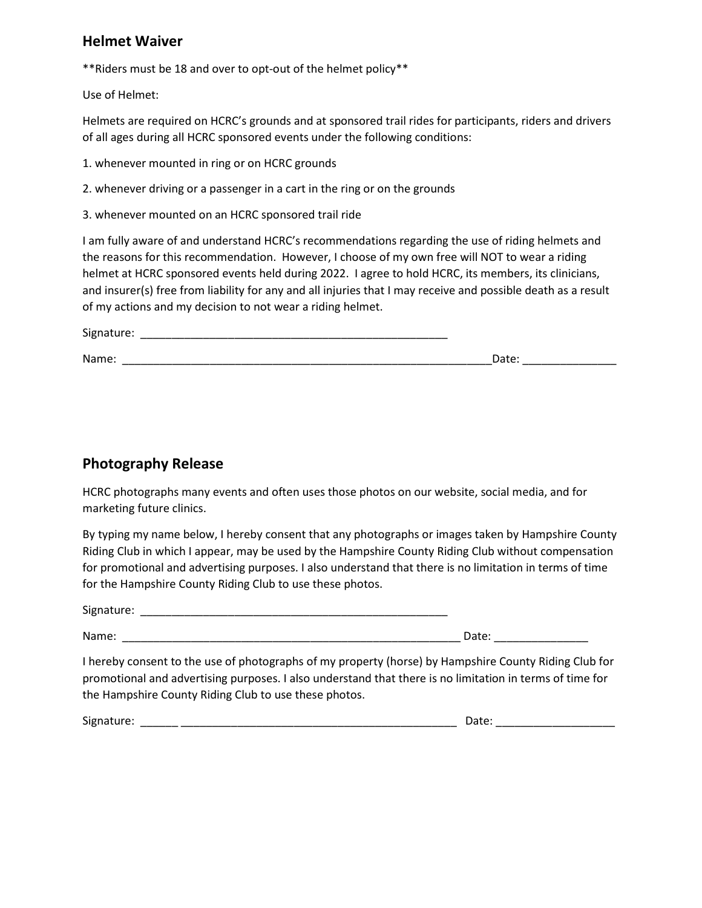## Helmet Waiver

**Riders must be 18 and over to opt-out of the helmet policy**

Use of Helmet:

Helmets are required on HCRC's grounds and at sponsored trail rides for participants, riders and drivers of all ages during all HCRC sponsored events under the following conditions:

1. whenever mounted in ring or on HCRC grounds
2. whenever driving or a passenger in a cart in the ring or on the grounds
3. whenever mounted on an HCRC sponsored trail ride

I am fully aware of and understand HCRC's recommendations regarding the use of riding helmets and the reasons for this recommendation. However, I choose of my own free will NOT to wear a riding helmet at HCRC sponsored events held during 2022. I agree to hold HCRC, its members, its clinicians, and insurer(s) free from liability for any and all injuries that I may receive and possible death as a result of my actions and my decision to not wear a riding helmet.

Signature: ___________________________________________________

Name: _____________________________________________________________Date: _______________

## Photography Release

HCRC photographs many events and often uses those photos on our website, social media, and for marketing future clinics.

By typing my name below, I hereby consent that any photographs or images taken by Hampshire County Riding Club in which I appear, may be used by the Hampshire County Riding Club without compensation for promotional and advertising purposes. I also understand that there is no limitation in terms of time for the Hampshire County Riding Club to use these photos.

Signature: ___________________________________________________

Name: _______________________________________________________ Date: _______________

I hereby consent to the use of photographs of my property (horse) by Hampshire County Riding Club for promotional and advertising purposes. I also understand that there is no limitation in terms of time for the Hampshire County Riding Club to use these photos.

Signature: ______ ______________________________________________ Date: ___________________